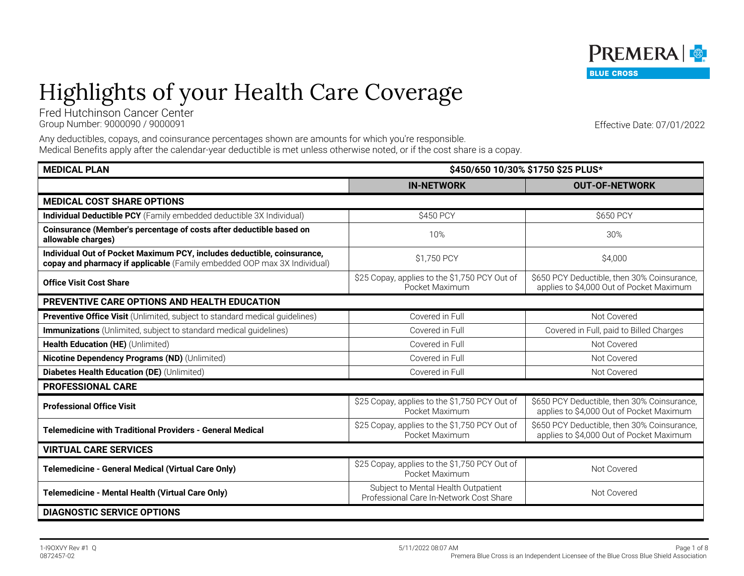# Highlights of your Health Care Coverage

Fred Hutchinson Cancer Center
Group Number: 9000090 / 9000091

Effective Date: 07/01/2022

Any deductibles, copays, and coinsurance percentages shown are amounts for which you're responsible.
Medical Benefits apply after the calendar-year deductible is met unless otherwise noted, or if the cost share is a copay.

| **MEDICAL PLAN** | **$450/650 10/30% $1750 $25 PLUS*** | |
|---|---|---|
| | **IN-NETWORK** | **OUT-OF-NETWORK** |
| **MEDICAL COST SHARE OPTIONS** | | |
| **Individual Deductible PCY** (Family embedded deductible 3X Individual) | $450 PCY | $650 PCY |
| **Coinsurance (Member's percentage of costs after deductible based on allowable charges)** | 10% | 30% |
| **Individual Out of Pocket Maximum PCY, includes deductible, coinsurance, copay and pharmacy if applicable** (Family embedded OOP max 3X Individual) | $1,750 PCY | $4,000 |
| **Office Visit Cost Share** | $25 Copay, applies to the $1,750 PCY Out of Pocket Maximum | $650 PCY Deductible, then 30% Coinsurance, applies to $4,000 Out of Pocket Maximum |
| **PREVENTIVE CARE OPTIONS AND HEALTH EDUCATION** | | |
| **Preventive Office Visit** (Unlimited, subject to standard medical guidelines) | Covered in Full | Not Covered |
| **Immunizations** (Unlimited, subject to standard medical guidelines) | Covered in Full | Covered in Full, paid to Billed Charges |
| **Health Education (HE)** (Unlimited) | Covered in Full | Not Covered |
| **Nicotine Dependency Programs (ND)** (Unlimited) | Covered in Full | Not Covered |
| **Diabetes Health Education (DE)** (Unlimited) | Covered in Full | Not Covered |
| **PROFESSIONAL CARE** | | |
| **Professional Office Visit** | $25 Copay, applies to the $1,750 PCY Out of Pocket Maximum | $650 PCY Deductible, then 30% Coinsurance, applies to $4,000 Out of Pocket Maximum |
| **Telemedicine with Traditional Providers - General Medical** | $25 Copay, applies to the $1,750 PCY Out of Pocket Maximum | $650 PCY Deductible, then 30% Coinsurance, applies to $4,000 Out of Pocket Maximum |
| **VIRTUAL CARE SERVICES** | | |
| **Telemedicine - General Medical (Virtual Care Only)** | $25 Copay, applies to the $1,750 PCY Out of Pocket Maximum | Not Covered |
| **Telemedicine - Mental Health (Virtual Care Only)** | Subject to Mental Health Outpatient Professional Care In-Network Cost Share | Not Covered |
| **DIAGNOSTIC SERVICE OPTIONS** | | |

1-I9OXVY Rev #1 Q
0872457-02

5/11/2022 08:07 AM

Premera Blue Cross is an Independent Licensee of the Blue Cross Blue Shield Association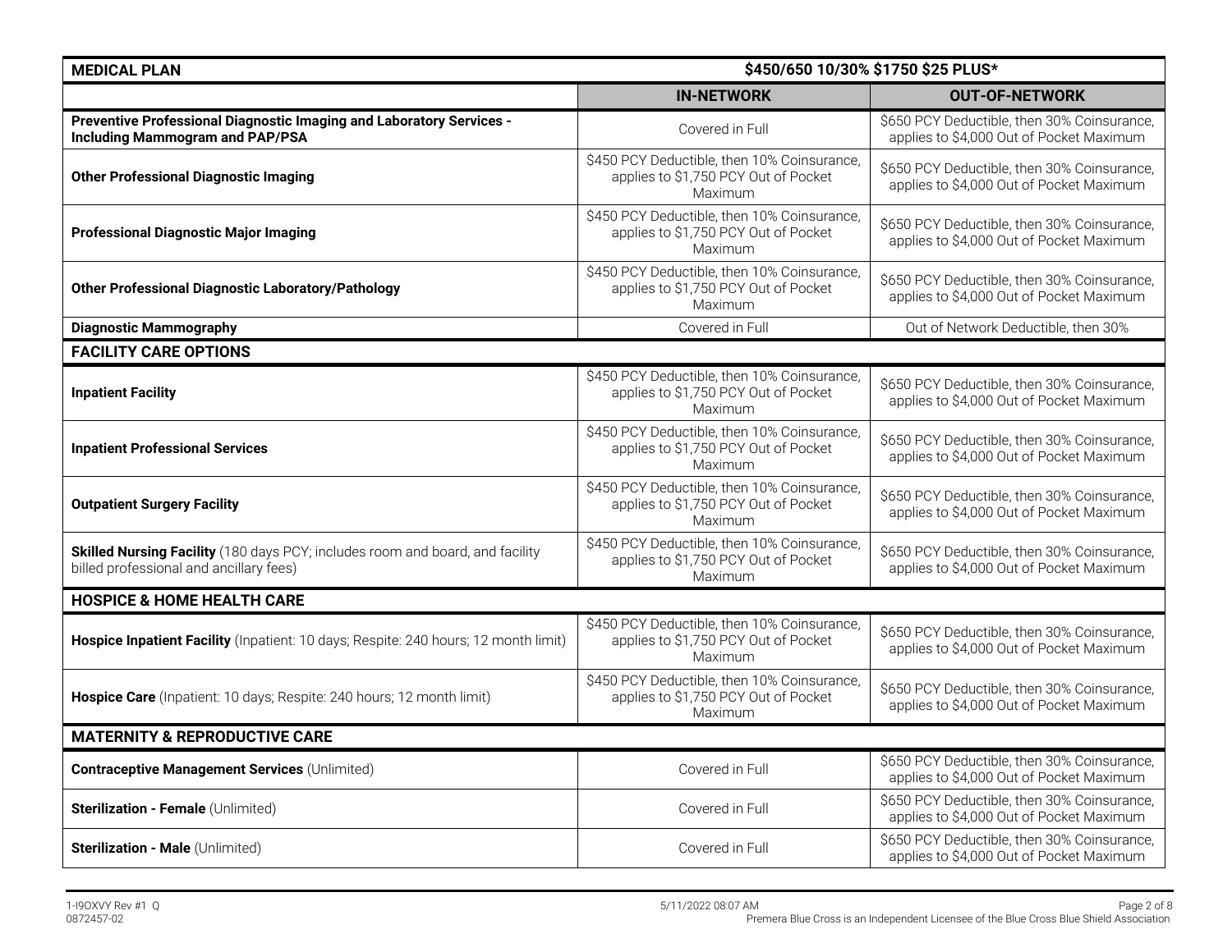| MEDICAL PLAN | $450/650 10/30% $1750 $25 PLUS* | |
|---|---|---|
| | **IN-NETWORK** | **OUT-OF-NETWORK** |
| **Preventive Professional Diagnostic Imaging and Laboratory Services - Including Mammogram and PAP/PSA** | Covered in Full | $650 PCY Deductible, then 30% Coinsurance, applies to $4,000 Out of Pocket Maximum |
| **Other Professional Diagnostic Imaging** | $450 PCY Deductible, then 10% Coinsurance, applies to $1,750 PCY Out of Pocket Maximum | $650 PCY Deductible, then 30% Coinsurance, applies to $4,000 Out of Pocket Maximum |
| **Professional Diagnostic Major Imaging** | $450 PCY Deductible, then 10% Coinsurance, applies to $1,750 PCY Out of Pocket Maximum | $650 PCY Deductible, then 30% Coinsurance, applies to $4,000 Out of Pocket Maximum |
| **Other Professional Diagnostic Laboratory/Pathology** | $450 PCY Deductible, then 10% Coinsurance, applies to $1,750 PCY Out of Pocket Maximum | $650 PCY Deductible, then 30% Coinsurance, applies to $4,000 Out of Pocket Maximum |
| **Diagnostic Mammography** | Covered in Full | Out of Network Deductible, then 30% |
| **FACILITY CARE OPTIONS** | | |
| **Inpatient Facility** | $450 PCY Deductible, then 10% Coinsurance, applies to $1,750 PCY Out of Pocket Maximum | $650 PCY Deductible, then 30% Coinsurance, applies to $4,000 Out of Pocket Maximum |
| **Inpatient Professional Services** | $450 PCY Deductible, then 10% Coinsurance, applies to $1,750 PCY Out of Pocket Maximum | $650 PCY Deductible, then 30% Coinsurance, applies to $4,000 Out of Pocket Maximum |
| **Outpatient Surgery Facility** | $450 PCY Deductible, then 10% Coinsurance, applies to $1,750 PCY Out of Pocket Maximum | $650 PCY Deductible, then 30% Coinsurance, applies to $4,000 Out of Pocket Maximum |
| **Skilled Nursing Facility** (180 days PCY; includes room and board, and facility billed professional and ancillary fees) | $450 PCY Deductible, then 10% Coinsurance, applies to $1,750 PCY Out of Pocket Maximum | $650 PCY Deductible, then 30% Coinsurance, applies to $4,000 Out of Pocket Maximum |
| **HOSPICE & HOME HEALTH CARE** | | |
| **Hospice Inpatient Facility** (Inpatient: 10 days; Respite: 240 hours; 12 month limit) | $450 PCY Deductible, then 10% Coinsurance, applies to $1,750 PCY Out of Pocket Maximum | $650 PCY Deductible, then 30% Coinsurance, applies to $4,000 Out of Pocket Maximum |
| **Hospice Care** (Inpatient: 10 days; Respite: 240 hours; 12 month limit) | $450 PCY Deductible, then 10% Coinsurance, applies to $1,750 PCY Out of Pocket Maximum | $650 PCY Deductible, then 30% Coinsurance, applies to $4,000 Out of Pocket Maximum |
| **MATERNITY & REPRODUCTIVE CARE** | | |
| **Contraceptive Management Services** (Unlimited) | Covered in Full | $650 PCY Deductible, then 30% Coinsurance, applies to $4,000 Out of Pocket Maximum |
| **Sterilization - Female** (Unlimited) | Covered in Full | $650 PCY Deductible, then 30% Coinsurance, applies to $4,000 Out of Pocket Maximum |
| **Sterilization - Male** (Unlimited) | Covered in Full | $650 PCY Deductible, then 30% Coinsurance, applies to $4,000 Out of Pocket Maximum |

1-I9OXVY Rev #1 Q
0872457-02

5/11/2022 08:07 AM

Premera Blue Cross is an Independent Licensee of the Blue Cross Blue Shield Association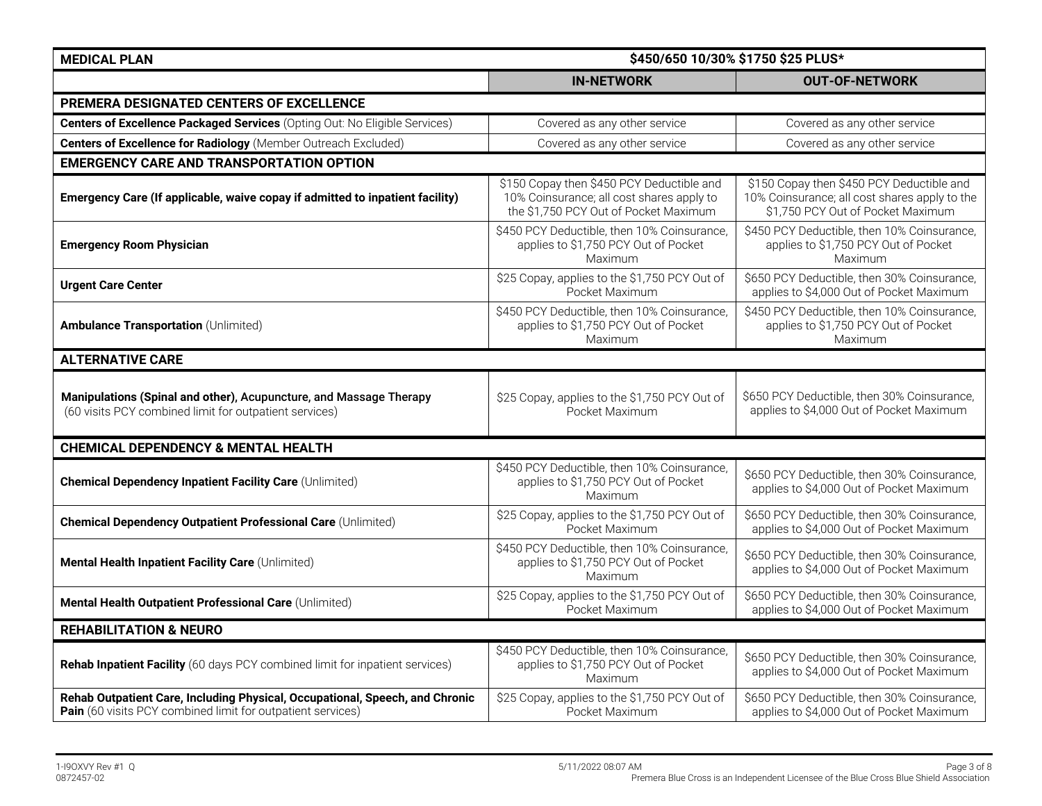| MEDICAL PLAN | $450/650 10/30% $1750 $25 PLUS* | |
|---|---|---|
| | **IN-NETWORK** | **OUT-OF-NETWORK** |
| **PREMERA DESIGNATED CENTERS OF EXCELLENCE** | | |
| **Centers of Excellence Packaged Services** (Opting Out: No Eligible Services) | Covered as any other service | Covered as any other service |
| **Centers of Excellence for Radiology** (Member Outreach Excluded) | Covered as any other service | Covered as any other service |
| **EMERGENCY CARE AND TRANSPORTATION OPTION** | | |
| **Emergency Care (If applicable, waive copay if admitted to inpatient facility)** | $150 Copay then $450 PCY Deductible and 10% Coinsurance; all cost shares apply to the $1,750 PCY Out of Pocket Maximum | $150 Copay then $450 PCY Deductible and 10% Coinsurance; all cost shares apply to the $1,750 PCY Out of Pocket Maximum |
| **Emergency Room Physician** | $450 PCY Deductible, then 10% Coinsurance, applies to $1,750 PCY Out of Pocket Maximum | $450 PCY Deductible, then 10% Coinsurance, applies to $1,750 PCY Out of Pocket Maximum |
| **Urgent Care Center** | $25 Copay, applies to the $1,750 PCY Out of Pocket Maximum | $650 PCY Deductible, then 30% Coinsurance, applies to $4,000 Out of Pocket Maximum |
| **Ambulance Transportation** (Unlimited) | $450 PCY Deductible, then 10% Coinsurance, applies to $1,750 PCY Out of Pocket Maximum | $450 PCY Deductible, then 10% Coinsurance, applies to $1,750 PCY Out of Pocket Maximum |
| **ALTERNATIVE CARE** | | |
| **Manipulations (Spinal and other), Acupuncture, and Massage Therapy** (60 visits PCY combined limit for outpatient services) | $25 Copay, applies to the $1,750 PCY Out of Pocket Maximum | $650 PCY Deductible, then 30% Coinsurance, applies to $4,000 Out of Pocket Maximum |
| **CHEMICAL DEPENDENCY & MENTAL HEALTH** | | |
| **Chemical Dependency Inpatient Facility Care** (Unlimited) | $450 PCY Deductible, then 10% Coinsurance, applies to $1,750 PCY Out of Pocket Maximum | $650 PCY Deductible, then 30% Coinsurance, applies to $4,000 Out of Pocket Maximum |
| **Chemical Dependency Outpatient Professional Care** (Unlimited) | $25 Copay, applies to the $1,750 PCY Out of Pocket Maximum | $650 PCY Deductible, then 30% Coinsurance, applies to $4,000 Out of Pocket Maximum |
| **Mental Health Inpatient Facility Care** (Unlimited) | $450 PCY Deductible, then 10% Coinsurance, applies to $1,750 PCY Out of Pocket Maximum | $650 PCY Deductible, then 30% Coinsurance, applies to $4,000 Out of Pocket Maximum |
| **Mental Health Outpatient Professional Care** (Unlimited) | $25 Copay, applies to the $1,750 PCY Out of Pocket Maximum | $650 PCY Deductible, then 30% Coinsurance, applies to $4,000 Out of Pocket Maximum |
| **REHABILITATION & NEURO** | | |
| **Rehab Inpatient Facility** (60 days PCY combined limit for inpatient services) | $450 PCY Deductible, then 10% Coinsurance, applies to $1,750 PCY Out of Pocket Maximum | $650 PCY Deductible, then 30% Coinsurance, applies to $4,000 Out of Pocket Maximum |
| **Rehab Outpatient Care, Including Physical, Occupational, Speech, and Chronic Pain** (60 visits PCY combined limit for outpatient services) | $25 Copay, applies to the $1,750 PCY Out of Pocket Maximum | $650 PCY Deductible, then 30% Coinsurance, applies to $4,000 Out of Pocket Maximum |

1-I9OXVY Rev #1 Q
0872457-02

5/11/2022 08:07 AM

Premera Blue Cross is an Independent Licensee of the Blue Cross Blue Shield Association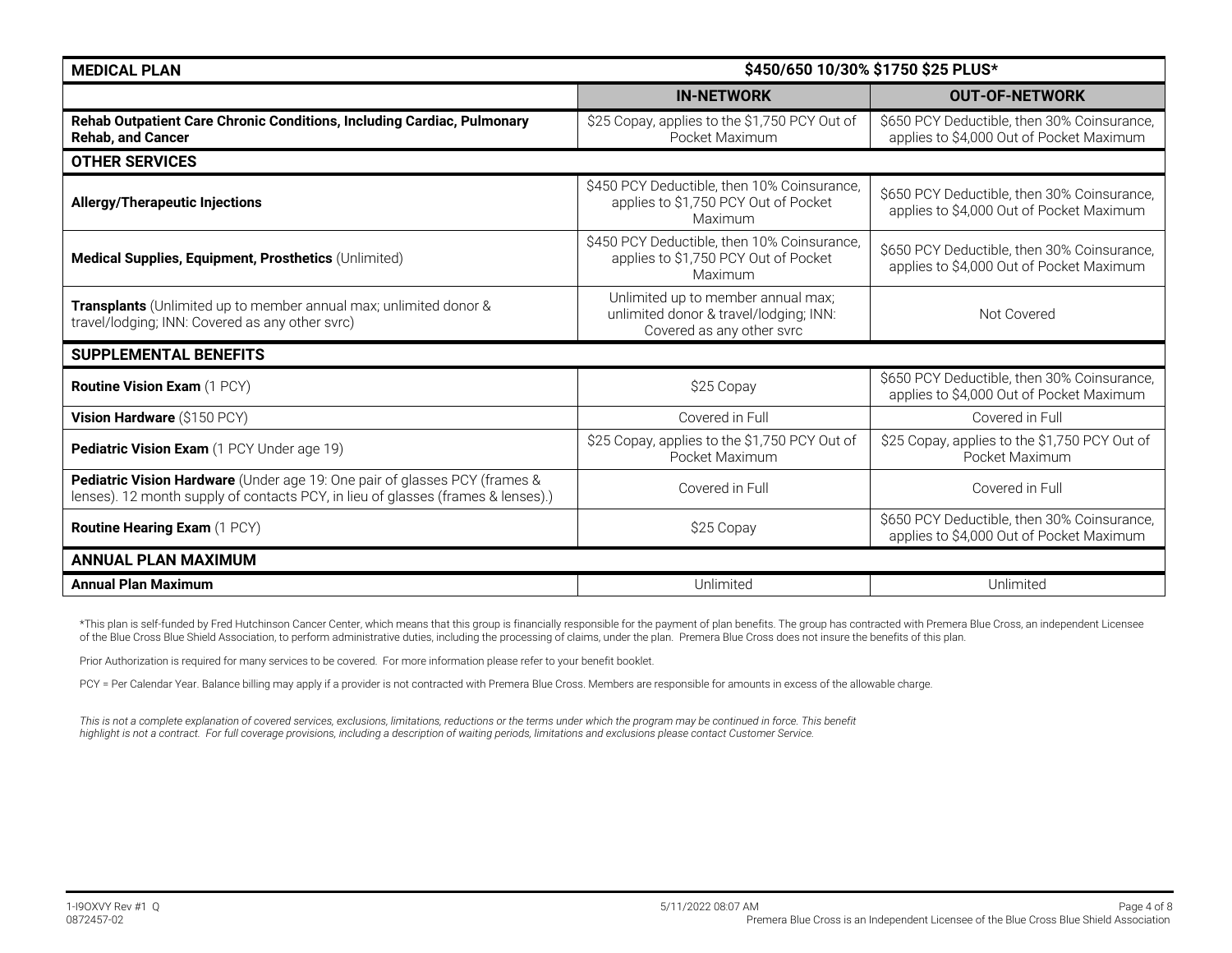| MEDICAL PLAN | $450/650 10/30% $1750 $25 PLUS* | |
|---|---|---|
| | **IN-NETWORK** | **OUT-OF-NETWORK** |
| **Rehab Outpatient Care Chronic Conditions, Including Cardiac, Pulmonary Rehab, and Cancer** | $25 Copay, applies to the $1,750 PCY Out of Pocket Maximum | $650 PCY Deductible, then 30% Coinsurance, applies to $4,000 Out of Pocket Maximum |
| **OTHER SERVICES** | | |
| **Allergy/Therapeutic Injections** | $450 PCY Deductible, then 10% Coinsurance, applies to $1,750 PCY Out of Pocket Maximum | $650 PCY Deductible, then 30% Coinsurance, applies to $4,000 Out of Pocket Maximum |
| **Medical Supplies, Equipment, Prosthetics** (Unlimited) | $450 PCY Deductible, then 10% Coinsurance, applies to $1,750 PCY Out of Pocket Maximum | $650 PCY Deductible, then 30% Coinsurance, applies to $4,000 Out of Pocket Maximum |
| **Transplants** (Unlimited up to member annual max; unlimited donor & travel/lodging; INN: Covered as any other svrc) | Unlimited up to member annual max; unlimited donor & travel/lodging; INN: Covered as any other svrc | Not Covered |
| **SUPPLEMENTAL BENEFITS** | | |
| **Routine Vision Exam** (1 PCY) | $25 Copay | $650 PCY Deductible, then 30% Coinsurance, applies to $4,000 Out of Pocket Maximum |
| **Vision Hardware** ($150 PCY) | Covered in Full | Covered in Full |
| **Pediatric Vision Exam** (1 PCY Under age 19) | $25 Copay, applies to the $1,750 PCY Out of Pocket Maximum | $25 Copay, applies to the $1,750 PCY Out of Pocket Maximum |
| **Pediatric Vision Hardware** (Under age 19: One pair of glasses PCY (frames & lenses). 12 month supply of contacts PCY, in lieu of glasses (frames & lenses).) | Covered in Full | Covered in Full |
| **Routine Hearing Exam** (1 PCY) | $25 Copay | $650 PCY Deductible, then 30% Coinsurance, applies to $4,000 Out of Pocket Maximum |
| **ANNUAL PLAN MAXIMUM** | | |
| **Annual Plan Maximum** | Unlimited | Unlimited |

*This plan is self-funded by Fred Hutchinson Cancer Center, which means that this group is financially responsible for the payment of plan benefits. The group has contracted with Premera Blue Cross, an independent Licensee of the Blue Cross Blue Shield Association, to perform administrative duties, including the processing of claims, under the plan. Premera Blue Cross does not insure the benefits of this plan.

Prior Authorization is required for many services to be covered. For more information please refer to your benefit booklet.

PCY = Per Calendar Year. Balance billing may apply if a provider is not contracted with Premera Blue Cross. Members are responsible for amounts in excess of the allowable charge.

*This is not a complete explanation of covered services, exclusions, limitations, reductions or the terms under which the program may be continued in force. This benefit highlight is not a contract. For full coverage provisions, including a description of waiting periods, limitations and exclusions please contact Customer Service.*

1-I9OXVY Rev #1 Q
0872457-02

5/11/2022 08:07 AM

Premera Blue Cross is an Independent Licensee of the Blue Cross Blue Shield Association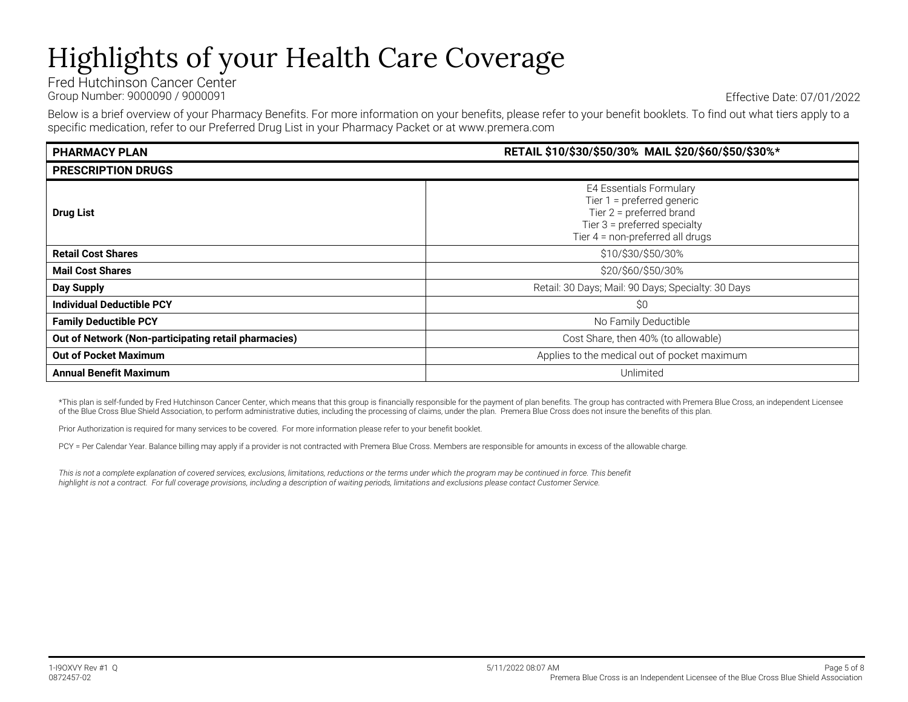# Highlights of your Health Care Coverage

Fred Hutchinson Cancer Center
Group Number: 9000090 / 9000091

Effective Date: 07/01/2022

Below is a brief overview of your Pharmacy Benefits. For more information on your benefits, please refer to your benefit booklets. To find out what tiers apply to a specific medication, refer to our Preferred Drug List in your Pharmacy Packet or at www.premera.com

| **PHARMACY PLAN** | **RETAIL $10/$30/$50/30% MAIL $20/$60/$50/$30%*** |
|---|---|
| **PRESCRIPTION DRUGS** | |
| **Drug List** | E4 Essentials Formulary<br>Tier 1 = preferred generic<br>Tier 2 = preferred brand<br>Tier 3 = preferred specialty<br>Tier 4 = non-preferred all drugs |
| **Retail Cost Shares** | $10/$30/$50/30% |
| **Mail Cost Shares** | $20/$60/$50/30% |
| **Day Supply** | Retail: 30 Days; Mail: 90 Days; Specialty: 30 Days |
| **Individual Deductible PCY** | $0 |
| **Family Deductible PCY** | No Family Deductible |
| **Out of Network (Non-participating retail pharmacies)** | Cost Share, then 40% (to allowable) |
| **Out of Pocket Maximum** | Applies to the medical out of pocket maximum |
| **Annual Benefit Maximum** | Unlimited |

*This plan is self-funded by Fred Hutchinson Cancer Center, which means that this group is financially responsible for the payment of plan benefits. The group has contracted with Premera Blue Cross, an independent Licensee of the Blue Cross Blue Shield Association, to perform administrative duties, including the processing of claims, under the plan. Premera Blue Cross does not insure the benefits of this plan.

Prior Authorization is required for many services to be covered. For more information please refer to your benefit booklet.

PCY = Per Calendar Year. Balance billing may apply if a provider is not contracted with Premera Blue Cross. Members are responsible for amounts in excess of the allowable charge.

*This is not a complete explanation of covered services, exclusions, limitations, reductions or the terms under which the program may be continued in force. This benefit highlight is not a contract. For full coverage provisions, including a description of waiting periods, limitations and exclusions please contact Customer Service.*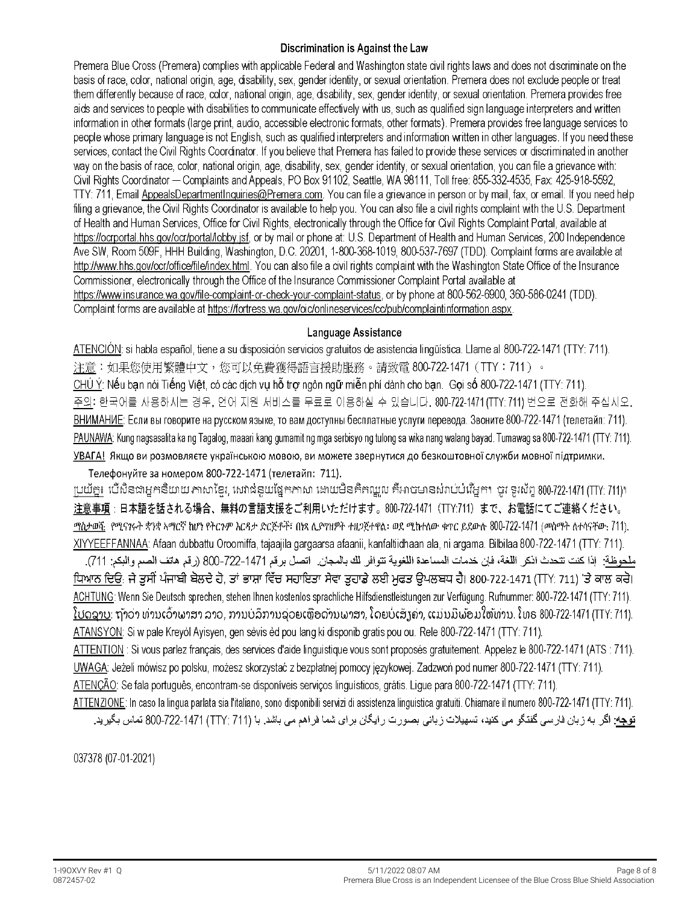## Discrimination is Against the Law

Premera Blue Cross (Premera) complies with applicable Federal and Washington state civil rights laws and does not discriminate on the basis of race, color, national origin, age, disability, sex, gender identity, or sexual orientation. Premera does not exclude people or treat them differently because of race, color, national origin, age, disability, sex, gender identity, or sexual orientation. Premera provides free aids and services to people with disabilities to communicate effectively with us, such as qualified sign language interpreters and written information in other formats (large print, audio, accessible electronic formats, other formats). Premera provides free language services to people whose primary language is not English, such as qualified interpreters and information written in other languages. If you need these services, contact the Civil Rights Coordinator. If you believe that Premera has failed to provide these services or discriminated in another way on the basis of race, color, national origin, age, disability, sex, gender identity, or sexual orientation, you can file a grievance with: Civil Rights Coordinator ─ Complaints and Appeals, PO Box 91102, Seattle, WA 98111, Toll free: 855-332-4535, Fax: 425-918-5592, TTY: 711, Email AppealsDepartmentInquiries@Premera.com. You can file a grievance in person or by mail, fax, or email. If you need help filing a grievance, the Civil Rights Coordinator is available to help you. You can also file a civil rights complaint with the U.S. Department of Health and Human Services, Office for Civil Rights, electronically through the Office for Civil Rights Complaint Portal, available at https://ocrportal.hhs.gov/ocr/portal/lobby.jsf, or by mail or phone at: U.S. Department of Health and Human Services, 200 Independence Ave SW, Room 509F, HHH Building, Washington, D.C. 20201, 1-800-368-1019, 800-537-7697 (TDD). Complaint forms are available at http://www.hhs.gov/ocr/office/file/index.html. You can also file a civil rights complaint with the Washington State Office of the Insurance Commissioner, electronically through the Office of the Insurance Commissioner Complaint Portal available at https://www.insurance.wa.gov/file-complaint-or-check-your-complaint-status, or by phone at 800-562-6900, 360-586-0241 (TDD). Complaint forms are available at https://fortress.wa.gov/oic/onlineservices/cc/pub/complaintinformation.aspx.

## Language Assistance

ATENCIÓN: si habla español, tiene a su disposición servicios gratuitos de asistencia lingüística. Llame al 800-722-1471 (TTY: 711).

注意：如果您使用繁體中文，您可以免費獲得語言援助服務。請致電 800-722-1471（TTY：711）。

CHÚ Ý: Nếu bạn nói Tiếng Việt, có các dịch vụ hỗ trợ ngôn ngữ miễn phí dành cho bạn. Gọi số 800-722-1471 (TTY: 711).

주의: 한국어를 사용하시는 경우, 언어 지원 서비스를 무료로 이용하실 수 있습니다. 800-722-1471 (TTY: 711) 번으로 전화해 주십시오.

ВНИМАНИЕ: Если вы говорите на русском языке, то вам доступны бесплатные услуги перевода. Звоните 800-722-1471 (телетайп: 711).

PAUNAWA: Kung nagsasalita ka ng Tagalog, maaari kang gumamit ng mga serbisyo ng tulong sa wika nang walang bayad. Tumawag sa 800-722-1471 (TTY: 711).

УВАГА! Якщо ви розмовляєте українською мовою, ви можете звернутися до безкоштовної служби мовної підтримки. Телефонуйте за номером 800-722-1471 (телетайп: 711).

ប្រយ័ត្ន៖ បើសិនជាអ្នកនិយាយ ភាសាខ្មែរ, សេវាជំនួយផ្នែកភាសា ដោយមិនគិតឈ្នួល គឺអាចមានសំរាប់បំរើអ្នក។ ចូរ ទូរស័ព្ទ 800-722-1471 (TTY: 711)។

注意事項：日本語を話される場合、無料の言語支援をご利用いただけます。800-722-1471（TTY:711）まで、お電話にてご連絡ください。

ማስታወሻ: የሚናገሩት ቋንቋ ኣማርኛ ከሆነ የትርጉም እርዳታ ድርጅቶች፣ በነጻ ሊያግዝዎት ተዘጋጀተዋል፡ ወደ ሚከተለው ቁጥር ይደውሉ 800-722-1471 (መስማት ለተሳናቸው: 711).

XIYYEEFFANNAA: Afaan dubbattu Oroomiffa, tajaajila gargaarsa afaanii, kanfaltiidhaan ala, ni argama. Bilbilaa 800-722-1471 (TTY: 711).

ملحوظة: إذا كنت تتحدث اذكر اللغة، فإن خدمات المساعدة اللغوية تتوافر لك بالمجان. اتصل برقم 1471-722-800 (رقم هاتف الصم والبكم: 711).

ਧਿਆਨ ਦਿਓ: ਜੇ ਤੁਸੀਂ ਪੰਜਾਬੀ ਬੋਲਦੇ ਹੋ, ਤਾਂ ਭਾਸ਼ਾ ਵਿੱਚ ਸਹਾਇਤਾ ਸੇਵਾ ਤੁਹਾਡੇ ਲਈ ਮੁਫਤ ਉਪਲਬਧ ਹੈ। 800-722-1471 (TTY: 711) 'ਤੇ ਕਾਲ ਕਰੋ।

ACHTUNG: Wenn Sie Deutsch sprechen, stehen Ihnen kostenlos sprachliche Hilfsdienstleistungen zur Verfügung. Rufnummer: 800-722-1471 (TTY: 711).

ໂປດຊາບ: ຖ້າວ່າ ທ່ານເວົ້າພາສາ ລາວ, ການບໍລິການຊ່ວຍເຫຼືອດ້ານພາສາ, ໂດຍບໍ່ເສັຽຄ່າ, ແມ່ນມີພ້ອມໃຫ້ທ່ານ. ໂທຣ 800-722-1471 (TTY: 711).

ATANSYON: Si w pale Kreyòl Ayisyen, gen sèvis èd pou lang ki disponib gratis pou ou. Rele 800-722-1471 (TTY: 711).

ATTENTION : Si vous parlez français, des services d'aide linguistique vous sont proposés gratuitement. Appelez le 800-722-1471 (ATS : 711).

UWAGA: Jeżeli mówisz po polsku, możesz skorzystać z bezpłatnej pomocy językowej. Zadzwoń pod numer 800-722-1471 (TTY: 711).

ATENÇÃO: Se fala português, encontram-se disponíveis serviços linguísticos, grátis. Ligue para 800-722-1471 (TTY: 711).

ATTENZIONE: In caso la lingua parlata sia l'italiano, sono disponibili servizi di assistenza linguistica gratuiti. Chiamare il numero 800-722-1471 (TTY: 711).

توجه: اگر به زبان فارسی گفتگو می کنید، تسهیلات زبانی بصورت رایگان برای شما فراهم می باشد. با (TTY: 711) 1471-722-800 تماس بگیرید.

037378 (07-01-2021)